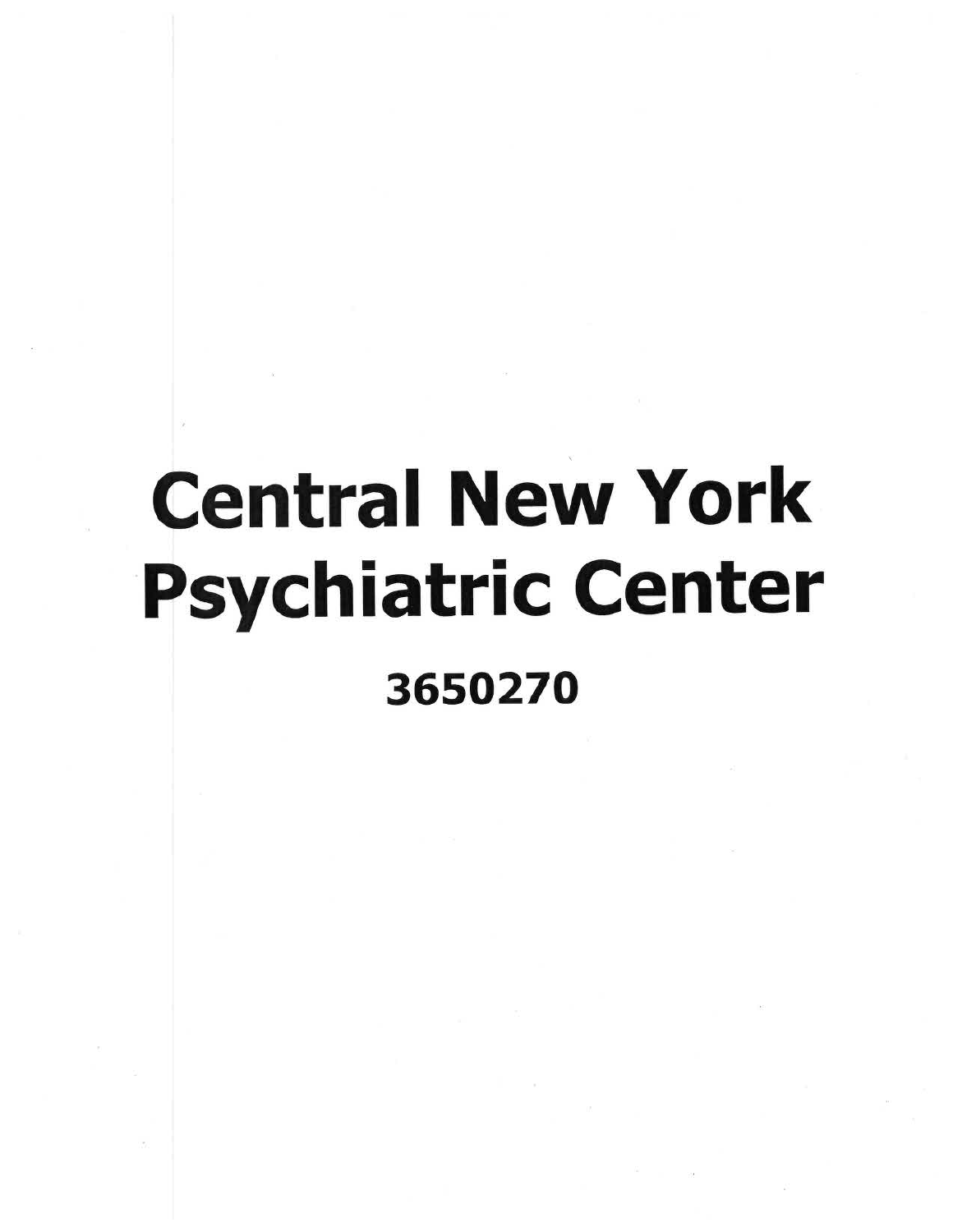# Central New York Psychiatric Center

**3650270**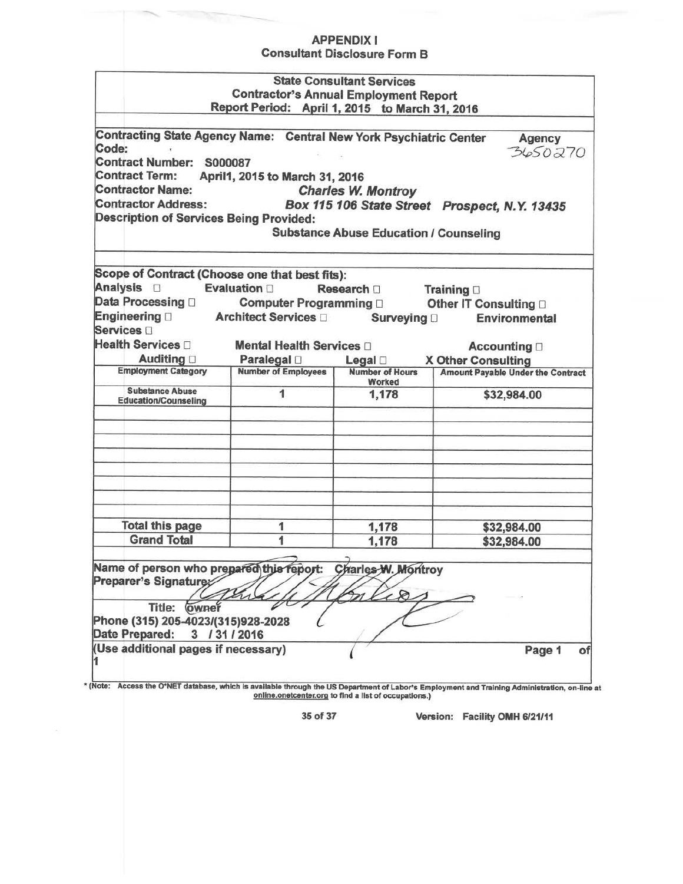# APPENDIX I
## Consultant Disclosure Form B

**State Consultant Services**
**Contractor's Annual Employment Report**
**Report Period: April 1, 2015 to March 31, 2016**

**Contracting State Agency Name:** Central New York Psychiatric Center **Agency Code:** 3650270
**Contract Number:** S000087
**Contract Term:** April1, 2015 to March 31, 2016
**Contractor Name:** *Charles W. Montroy*
**Contractor Address:** *Box 115 106 State Street Prospect, N.Y. 13435*
**Description of Services Being Provided:**
**Substance Abuse Education / Counseling**

**Scope of Contract (Choose one that best fits):**
Analysis ☐ Evaluation ☐ Research ☐ Training ☐
Data Processing ☐ Computer Programming ☐ Other IT Consulting ☐
Engineering ☐ Architect Services ☐ Surveying ☐ Environmental Services ☐
Health Services ☐ Mental Health Services ☐ Accounting ☐
Auditing ☐ Paralegal ☐ Legal ☐ X Other Consulting

| Employment Category | Number of Employees | Number of Hours Worked | Amount Payable Under the Contract |
|---|---|---|---|
| Substance Abuse Education/Counseling | 1 | 1,178 | $32,984.00 |
| | | | |
| | | | |
| | | | |
| | | | |
| | | | |
| | | | |
| | | | |
| | | | |
| Total this page | 1 | 1,178 | $32,984.00 |
| Grand Total | 1 | 1,178 | $32,984.00 |

**Name of person who prepared this report:** Charles W. Montroy
**Preparer's Signature:** [signature]
**Title:** owner
**Phone** (315) 205-4023/(315)928-2028
**Date Prepared:** 3 / 31 / 2016
**(Use additional pages if necessary)** Page 1 of 1

* (Note: Access the O*NET database, which is available through the US Department of Labor's Employment and Training Administration, on-line at online.onetcenter.org to find a list of occupations.)

Version: Facility OMH 6/21/11